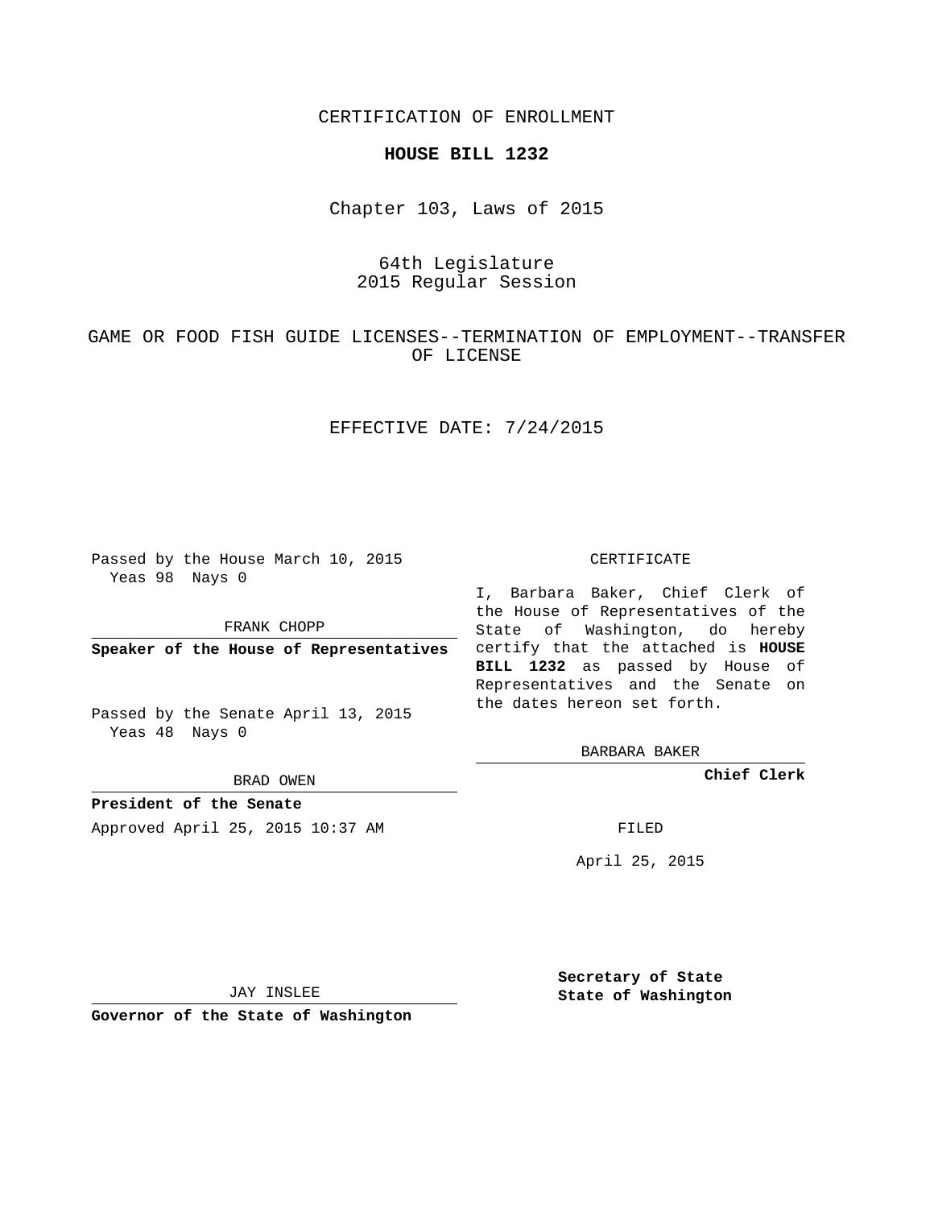CERTIFICATION OF ENROLLMENT

**HOUSE BILL 1232**

Chapter 103, Laws of 2015

64th Legislature
2015 Regular Session

GAME OR FOOD FISH GUIDE LICENSES--TERMINATION OF EMPLOYMENT--TRANSFER OF LICENSE

EFFECTIVE DATE: 7/24/2015

Passed by the House March 10, 2015
Yeas 98 Nays 0

FRANK CHOPP

**Speaker of the House of Representatives**

Passed by the Senate April 13, 2015
Yeas 48 Nays 0

BRAD OWEN

**President of the Senate**

Approved April 25, 2015 10:37 AM

JAY INSLEE

**Governor of the State of Washington**

CERTIFICATE

I, Barbara Baker, Chief Clerk of the House of Representatives of the State of Washington, do hereby certify that the attached is **HOUSE BILL 1232** as passed by House of Representatives and the Senate on the dates hereon set forth.

BARBARA BAKER

**Chief Clerk**

FILED

April 25, 2015

**Secretary of State**
**State of Washington**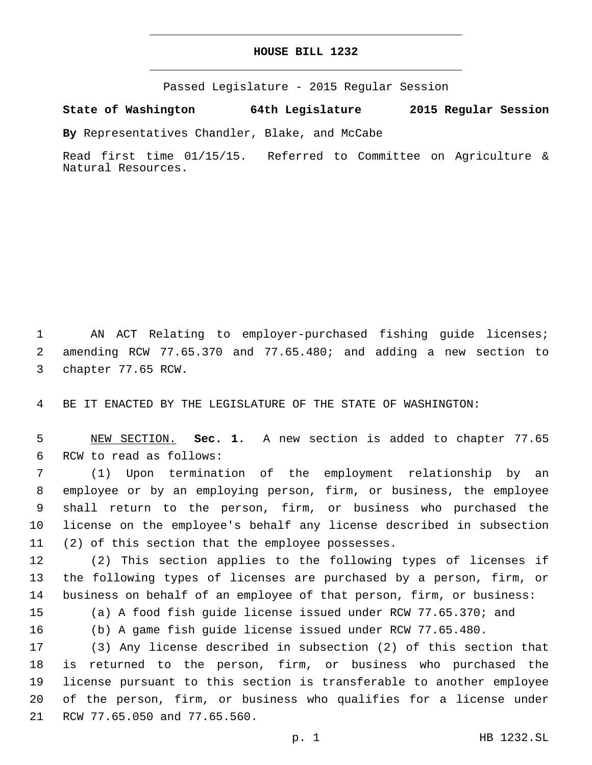# HOUSE BILL 1232

Passed Legislature - 2015 Regular Session

**State of Washington 64th Legislature 2015 Regular Session**

**By** Representatives Chandler, Blake, and McCabe

Read first time 01/15/15. Referred to Committee on Agriculture & Natural Resources.

AN ACT Relating to employer-purchased fishing guide licenses; amending RCW 77.65.370 and 77.65.480; and adding a new section to chapter 77.65 RCW.

BE IT ENACTED BY THE LEGISLATURE OF THE STATE OF WASHINGTON:

NEW SECTION. **Sec. 1.** A new section is added to chapter 77.65 RCW to read as follows:

(1) Upon termination of the employment relationship by an employee or by an employing person, firm, or business, the employee shall return to the person, firm, or business who purchased the license on the employee's behalf any license described in subsection (2) of this section that the employee possesses.

(2) This section applies to the following types of licenses if the following types of licenses are purchased by a person, firm, or business on behalf of an employee of that person, firm, or business:

(a) A food fish guide license issued under RCW 77.65.370; and

(b) A game fish guide license issued under RCW 77.65.480.

(3) Any license described in subsection (2) of this section that is returned to the person, firm, or business who purchased the license pursuant to this section is transferable to another employee of the person, firm, or business who qualifies for a license under RCW 77.65.050 and 77.65.560.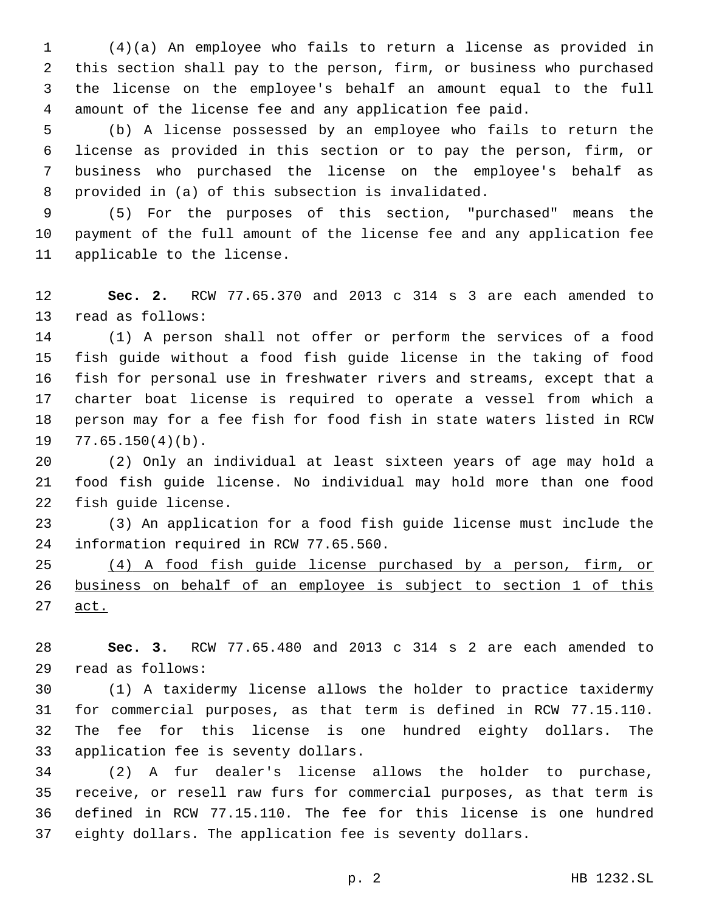(4)(a) An employee who fails to return a license as provided in this section shall pay to the person, firm, or business who purchased the license on the employee's behalf an amount equal to the full amount of the license fee and any application fee paid.

(b) A license possessed by an employee who fails to return the license as provided in this section or to pay the person, firm, or business who purchased the license on the employee's behalf as provided in (a) of this subsection is invalidated.

(5) For the purposes of this section, "purchased" means the payment of the full amount of the license fee and any application fee applicable to the license.

**Sec. 2.** RCW 77.65.370 and 2013 c 314 s 3 are each amended to read as follows:

(1) A person shall not offer or perform the services of a food fish guide without a food fish guide license in the taking of food fish for personal use in freshwater rivers and streams, except that a charter boat license is required to operate a vessel from which a person may for a fee fish for food fish in state waters listed in RCW 77.65.150(4)(b).

(2) Only an individual at least sixteen years of age may hold a food fish guide license. No individual may hold more than one food fish guide license.

(3) An application for a food fish guide license must include the information required in RCW 77.65.560.

<u>(4) A food fish guide license purchased by a person, firm, or business on behalf of an employee is subject to section 1 of this act.</u>

**Sec. 3.** RCW 77.65.480 and 2013 c 314 s 2 are each amended to read as follows:

(1) A taxidermy license allows the holder to practice taxidermy for commercial purposes, as that term is defined in RCW 77.15.110. The fee for this license is one hundred eighty dollars. The application fee is seventy dollars.

(2) A fur dealer's license allows the holder to purchase, receive, or resell raw furs for commercial purposes, as that term is defined in RCW 77.15.110. The fee for this license is one hundred eighty dollars. The application fee is seventy dollars.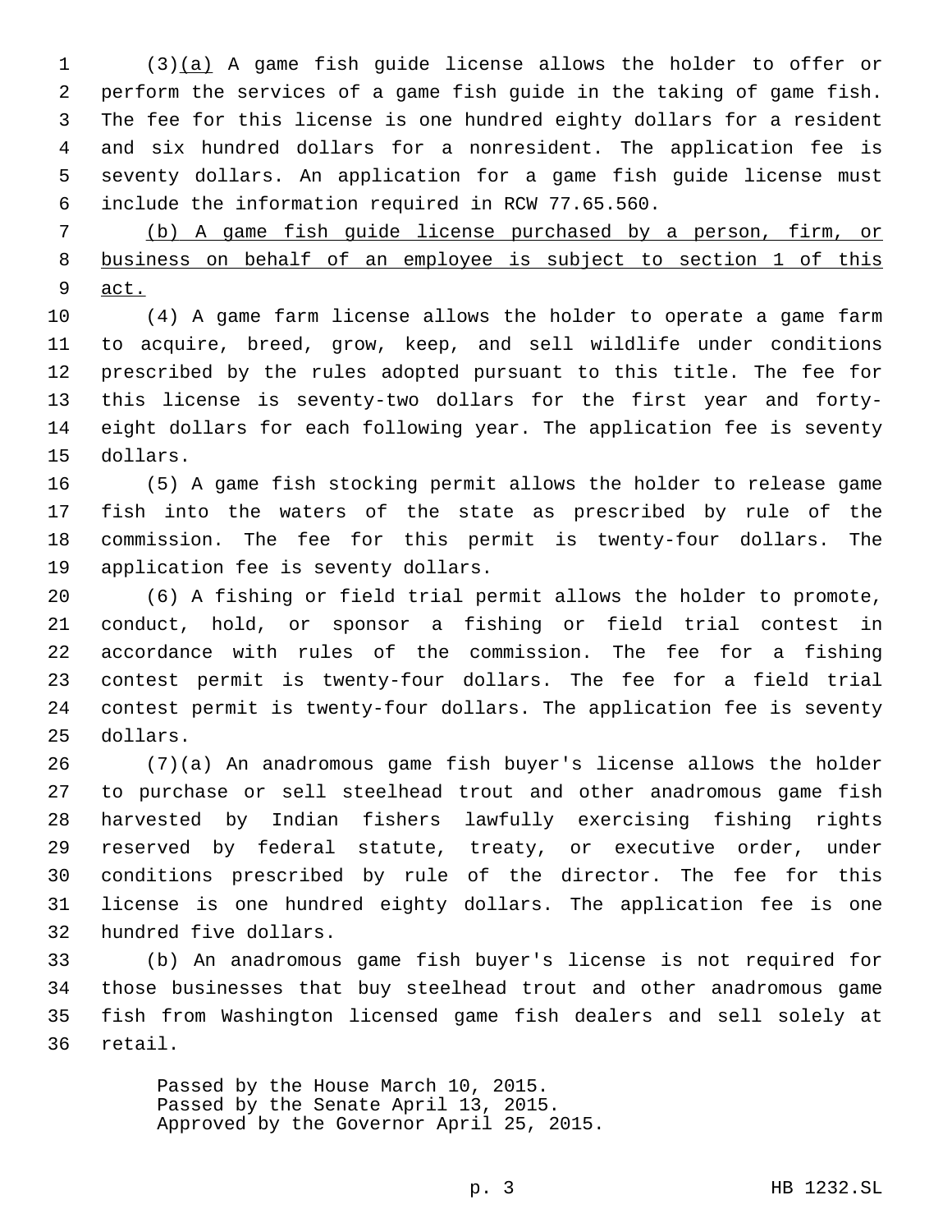(3)<u>(a)</u> A game fish guide license allows the holder to offer or perform the services of a game fish guide in the taking of game fish. The fee for this license is one hundred eighty dollars for a resident and six hundred dollars for a nonresident. The application fee is seventy dollars. An application for a game fish guide license must include the information required in RCW 77.65.560.

<u>(b) A game fish guide license purchased by a person, firm, or business on behalf of an employee is subject to section 1 of this act.</u>

(4) A game farm license allows the holder to operate a game farm to acquire, breed, grow, keep, and sell wildlife under conditions prescribed by the rules adopted pursuant to this title. The fee for this license is seventy-two dollars for the first year and forty-eight dollars for each following year. The application fee is seventy dollars.

(5) A game fish stocking permit allows the holder to release game fish into the waters of the state as prescribed by rule of the commission. The fee for this permit is twenty-four dollars. The application fee is seventy dollars.

(6) A fishing or field trial permit allows the holder to promote, conduct, hold, or sponsor a fishing or field trial contest in accordance with rules of the commission. The fee for a fishing contest permit is twenty-four dollars. The fee for a field trial contest permit is twenty-four dollars. The application fee is seventy dollars.

(7)(a) An anadromous game fish buyer's license allows the holder to purchase or sell steelhead trout and other anadromous game fish harvested by Indian fishers lawfully exercising fishing rights reserved by federal statute, treaty, or executive order, under conditions prescribed by rule of the director. The fee for this license is one hundred eighty dollars. The application fee is one hundred five dollars.

(b) An anadromous game fish buyer's license is not required for those businesses that buy steelhead trout and other anadromous game fish from Washington licensed game fish dealers and sell solely at retail.

Passed by the House March 10, 2015.
Passed by the Senate April 13, 2015.
Approved by the Governor April 25, 2015.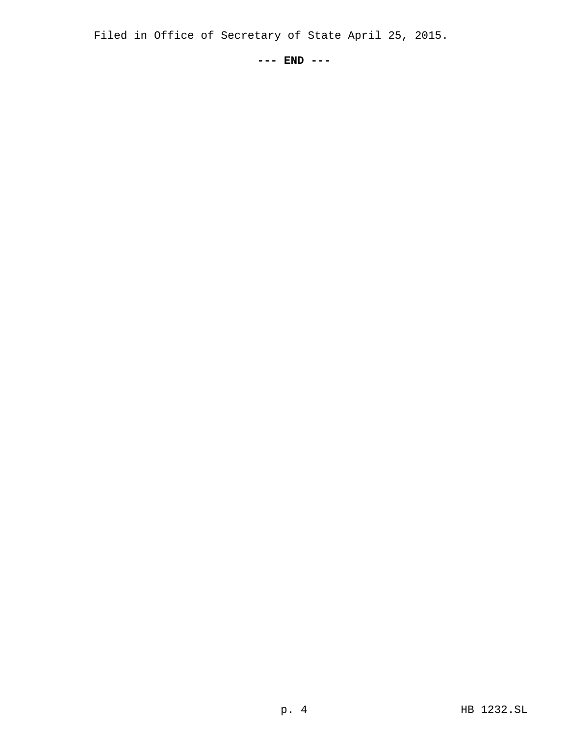Filed in Office of Secretary of State April 25, 2015.

**--- END ---**